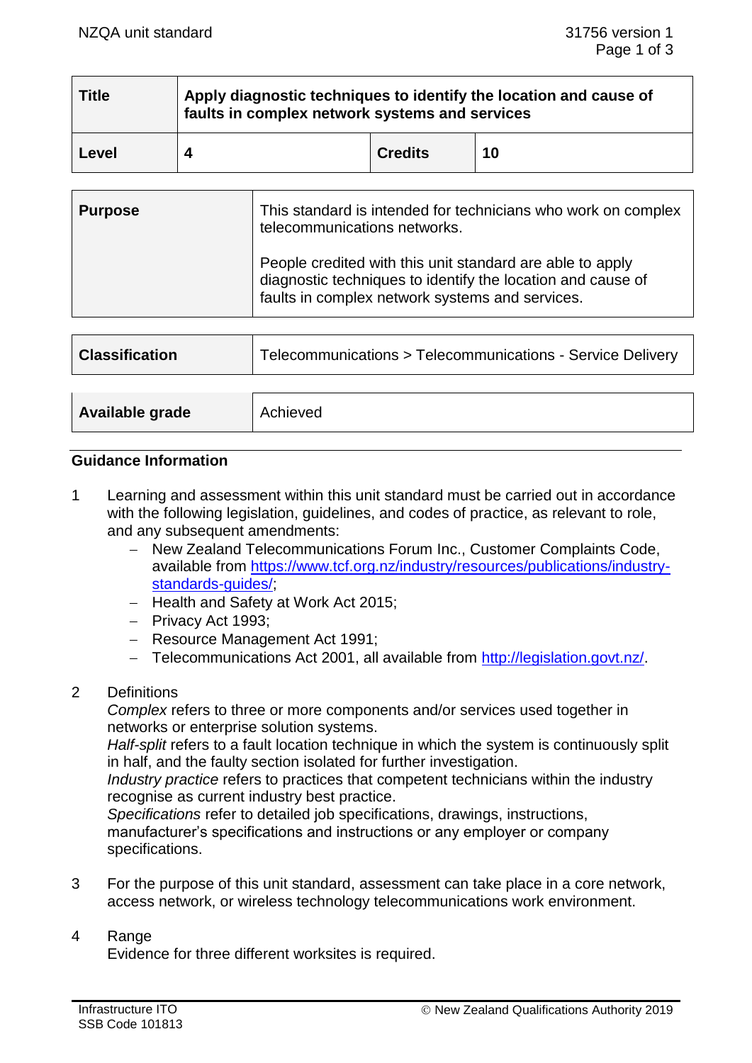| Title | Apply diagnostic techniques to identify the location and cause of faults in complex network systems and services | | |
|---|---|---|---|
| Level | 4 | Credits | 10 |

| Purpose | This standard is intended for technicians who work on complex telecommunications networks.<br><br>People credited with this unit standard are able to apply diagnostic techniques to identify the location and cause of faults in complex network systems and services. |
|---|---|

| Classification | Telecommunications > Telecommunications - Service Delivery |
|---|---|

| Available grade | Achieved |
|---|---|

## Guidance Information

1 Learning and assessment within this unit standard must be carried out in accordance with the following legislation, guidelines, and codes of practice, as relevant to role, and any subsequent amendments:
   - New Zealand Telecommunications Forum Inc., Customer Complaints Code, available from https://www.tcf.org.nz/industry/resources/publications/industry-standards-guides/;
   - Health and Safety at Work Act 2015;
   - Privacy Act 1993;
   - Resource Management Act 1991;
   - Telecommunications Act 2001, all available from http://legislation.govt.nz/.

2 Definitions
   *Complex* refers to three or more components and/or services used together in networks or enterprise solution systems.
   *Half-split* refers to a fault location technique in which the system is continuously split in half, and the faulty section isolated for further investigation.
   *Industry practice* refers to practices that competent technicians within the industry recognise as current industry best practice.
   *Specifications* refer to detailed job specifications, drawings, instructions, manufacturer's specifications and instructions or any employer or company specifications.

3 For the purpose of this unit standard, assessment can take place in a core network, access network, or wireless technology telecommunications work environment.

4 Range
   Evidence for three different worksites is required.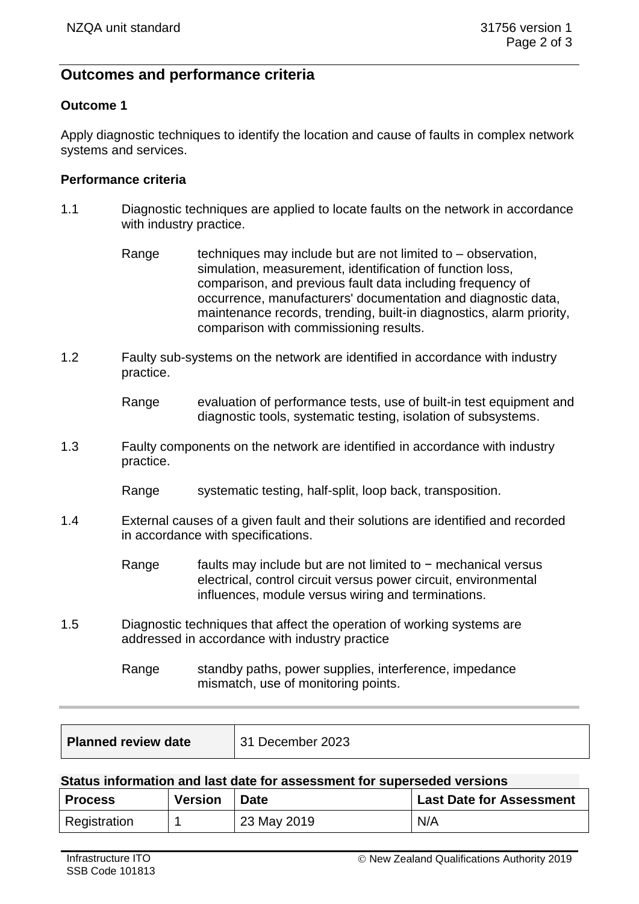## Outcomes and performance criteria

### Outcome 1

Apply diagnostic techniques to identify the location and cause of faults in complex network systems and services.

#### Performance criteria

1.1 Diagnostic techniques are applied to locate faults on the network in accordance with industry practice.

Range: techniques may include but are not limited to – observation, simulation, measurement, identification of function loss, comparison, and previous fault data including frequency of occurrence, manufacturers' documentation and diagnostic data, maintenance records, trending, built-in diagnostics, alarm priority, comparison with commissioning results.

1.2 Faulty sub-systems on the network are identified in accordance with industry practice.

Range: evaluation of performance tests, use of built-in test equipment and diagnostic tools, systematic testing, isolation of subsystems.

1.3 Faulty components on the network are identified in accordance with industry practice.

Range: systematic testing, half-split, loop back, transposition.

1.4 External causes of a given fault and their solutions are identified and recorded in accordance with specifications.

Range: faults may include but are not limited to − mechanical versus electrical, control circuit versus power circuit, environmental influences, module versus wiring and terminations.

1.5 Diagnostic techniques that affect the operation of working systems are addressed in accordance with industry practice

Range: standby paths, power supplies, interference, impedance mismatch, use of monitoring points.

| Planned review date | 31 December 2023 |
|---|---|

**Status information and last date for assessment for superseded versions**

| Process | Version | Date | Last Date for Assessment |
|---|---|---|---|
| Registration | 1 | 23 May 2019 | N/A |

Infrastructure ITO
SSB Code 101813

© New Zealand Qualifications Authority 2019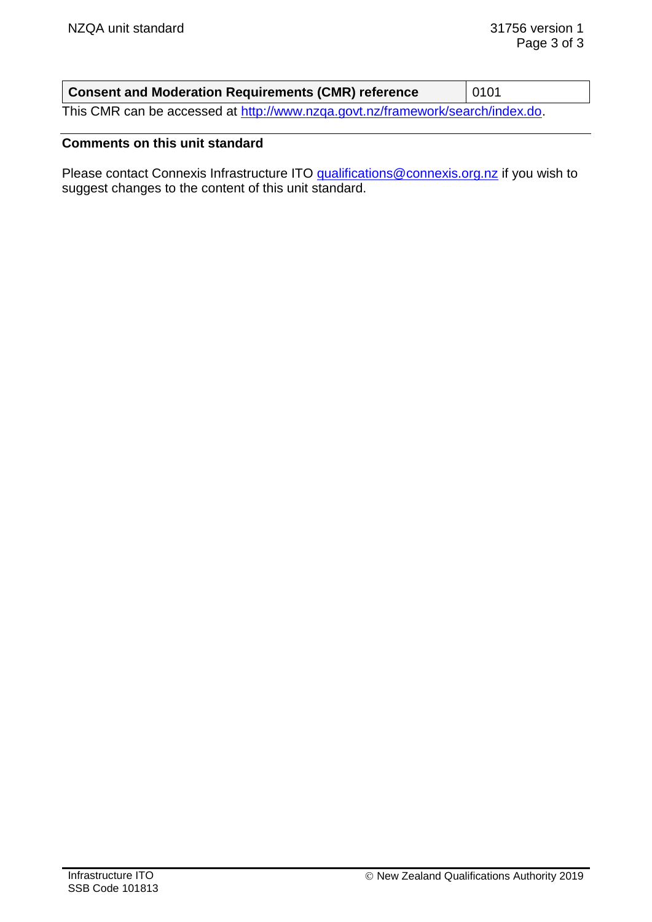| Consent and Moderation Requirements (CMR) reference | 0101 |
|---|---|

This CMR can be accessed at http://www.nzqa.govt.nz/framework/search/index.do.

## Comments on this unit standard

Please contact Connexis Infrastructure ITO qualifications@connexis.org.nz if you wish to suggest changes to the content of this unit standard.